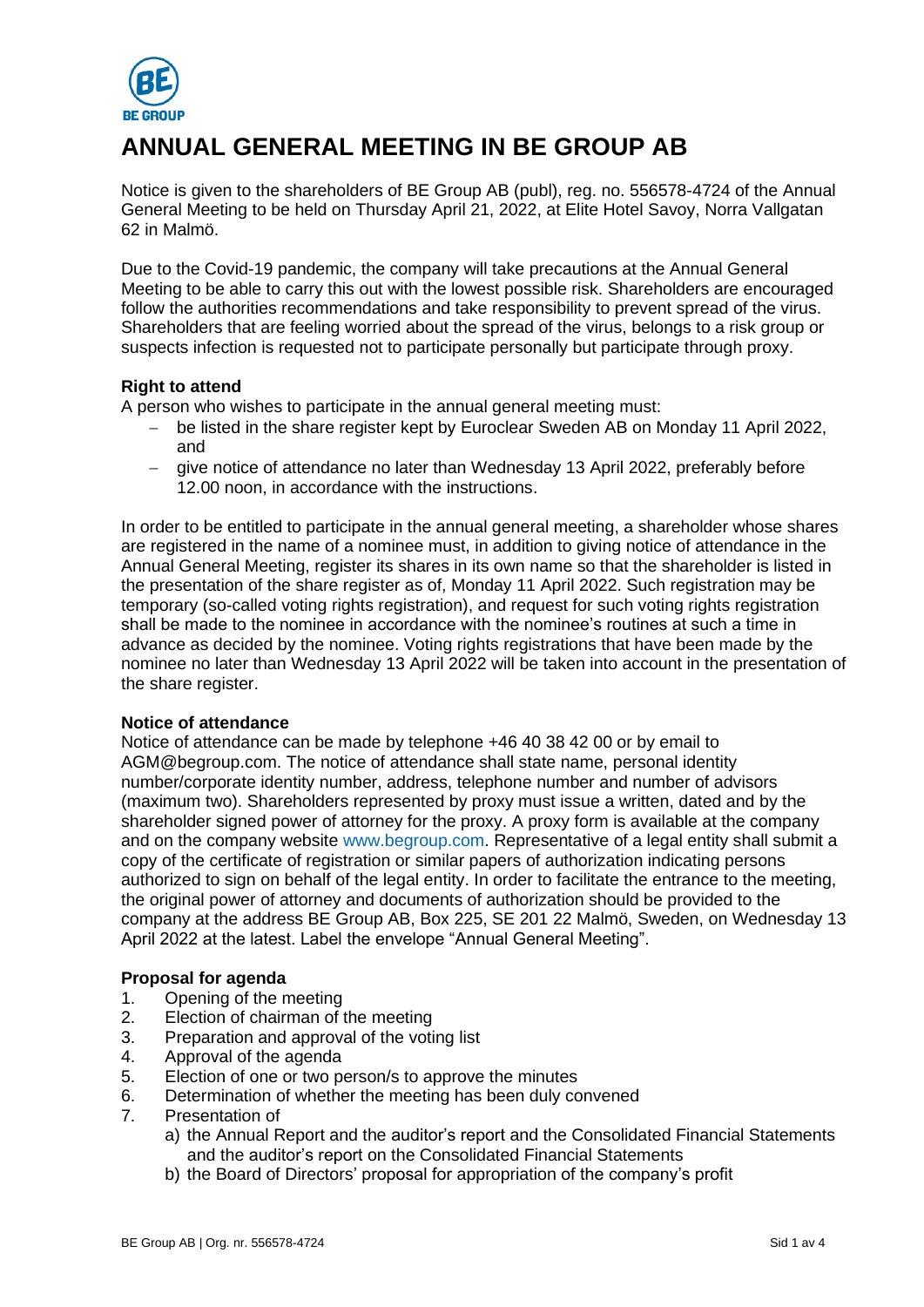# ANNUAL GENERAL MEETING IN BE GROUP AB

Notice is given to the shareholders of BE Group AB (publ), reg. no. 556578-4724 of the Annual General Meeting to be held on Thursday April 21, 2022, at Elite Hotel Savoy, Norra Vallgatan 62 in Malmö.

Due to the Covid-19 pandemic, the company will take precautions at the Annual General Meeting to be able to carry this out with the lowest possible risk. Shareholders are encouraged follow the authorities recommendations and take responsibility to prevent spread of the virus. Shareholders that are feeling worried about the spread of the virus, belongs to a risk group or suspects infection is requested not to participate personally but participate through proxy.

**Right to attend**

A person who wishes to participate in the annual general meeting must:

- be listed in the share register kept by Euroclear Sweden AB on Monday 11 April 2022, and
- give notice of attendance no later than Wednesday 13 April 2022, preferably before 12.00 noon, in accordance with the instructions.

In order to be entitled to participate in the annual general meeting, a shareholder whose shares are registered in the name of a nominee must, in addition to giving notice of attendance in the Annual General Meeting, register its shares in its own name so that the shareholder is listed in the presentation of the share register as of, Monday 11 April 2022. Such registration may be temporary (so-called voting rights registration), and request for such voting rights registration shall be made to the nominee in accordance with the nominee's routines at such a time in advance as decided by the nominee. Voting rights registrations that have been made by the nominee no later than Wednesday 13 April 2022 will be taken into account in the presentation of the share register.

**Notice of attendance**

Notice of attendance can be made by telephone +46 40 38 42 00 or by email to AGM@begroup.com. The notice of attendance shall state name, personal identity number/corporate identity number, address, telephone number and number of advisors (maximum two). Shareholders represented by proxy must issue a written, dated and by the shareholder signed power of attorney for the proxy. A proxy form is available at the company and on the company website www.begroup.com. Representative of a legal entity shall submit a copy of the certificate of registration or similar papers of authorization indicating persons authorized to sign on behalf of the legal entity. In order to facilitate the entrance to the meeting, the original power of attorney and documents of authorization should be provided to the company at the address BE Group AB, Box 225, SE 201 22 Malmö, Sweden, on Wednesday 13 April 2022 at the latest. Label the envelope "Annual General Meeting".

**Proposal for agenda**

1. Opening of the meeting
2. Election of chairman of the meeting
3. Preparation and approval of the voting list
4. Approval of the agenda
5. Election of one or two person/s to approve the minutes
6. Determination of whether the meeting has been duly convened
7. Presentation of
   a) the Annual Report and the auditor's report and the Consolidated Financial Statements and the auditor's report on the Consolidated Financial Statements
   b) the Board of Directors' proposal for appropriation of the company's profit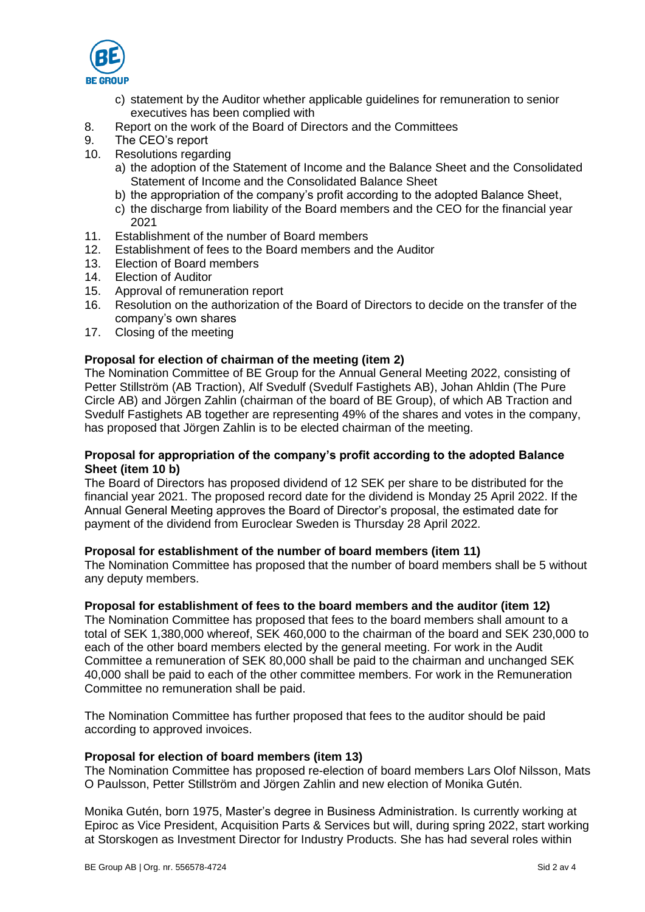c) statement by the Auditor whether applicable guidelines for remuneration to senior executives has been complied with
8. Report on the work of the Board of Directors and the Committees
9. The CEO's report
10. Resolutions regarding
    a) the adoption of the Statement of Income and the Balance Sheet and the Consolidated Statement of Income and the Consolidated Balance Sheet
    b) the appropriation of the company's profit according to the adopted Balance Sheet,
    c) the discharge from liability of the Board members and the CEO for the financial year 2021
11. Establishment of the number of Board members
12. Establishment of fees to the Board members and the Auditor
13. Election of Board members
14. Election of Auditor
15. Approval of remuneration report
16. Resolution on the authorization of the Board of Directors to decide on the transfer of the company's own shares
17. Closing of the meeting

**Proposal for election of chairman of the meeting (item 2)**
The Nomination Committee of BE Group for the Annual General Meeting 2022, consisting of Petter Stillström (AB Traction), Alf Svedulf (Svedulf Fastighets AB), Johan Ahldin (The Pure Circle AB) and Jörgen Zahlin (chairman of the board of BE Group), of which AB Traction and Svedulf Fastighets AB together are representing 49% of the shares and votes in the company, has proposed that Jörgen Zahlin is to be elected chairman of the meeting.

**Proposal for appropriation of the company's profit according to the adopted Balance Sheet (item 10 b)**
The Board of Directors has proposed dividend of 12 SEK per share to be distributed for the financial year 2021. The proposed record date for the dividend is Monday 25 April 2022. If the Annual General Meeting approves the Board of Director's proposal, the estimated date for payment of the dividend from Euroclear Sweden is Thursday 28 April 2022.

**Proposal for establishment of the number of board members (item 11)**
The Nomination Committee has proposed that the number of board members shall be 5 without any deputy members.

**Proposal for establishment of fees to the board members and the auditor (item 12)**
The Nomination Committee has proposed that fees to the board members shall amount to a total of SEK 1,380,000 whereof, SEK 460,000 to the chairman of the board and SEK 230,000 to each of the other board members elected by the general meeting. For work in the Audit Committee a remuneration of SEK 80,000 shall be paid to the chairman and unchanged SEK 40,000 shall be paid to each of the other committee members. For work in the Remuneration Committee no remuneration shall be paid.

The Nomination Committee has further proposed that fees to the auditor should be paid according to approved invoices.

**Proposal for election of board members (item 13)**
The Nomination Committee has proposed re-election of board members Lars Olof Nilsson, Mats O Paulsson, Petter Stillström and Jörgen Zahlin and new election of Monika Gutén.

Monika Gutén, born 1975, Master's degree in Business Administration. Is currently working at Epiroc as Vice President, Acquisition Parts & Services but will, during spring 2022, start working at Storskogen as Investment Director for Industry Products. She has had several roles within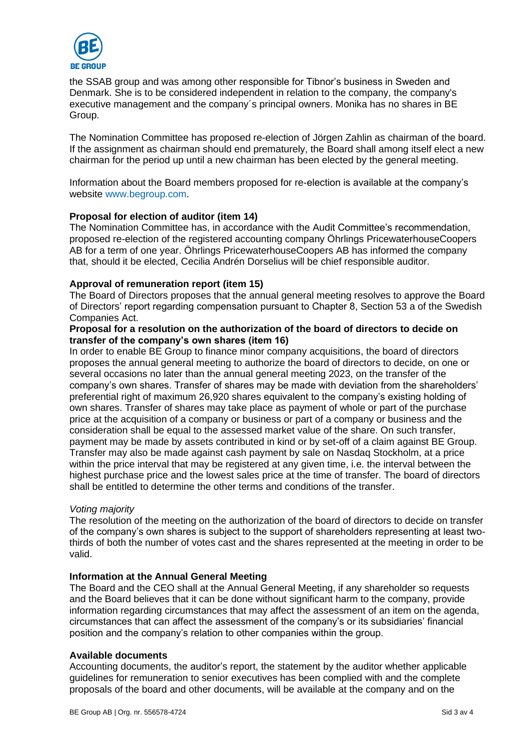the SSAB group and was among other responsible for Tibnor's business in Sweden and Denmark. She is to be considered independent in relation to the company, the company's executive management and the company´s principal owners. Monika has no shares in BE Group.

The Nomination Committee has proposed re-election of Jörgen Zahlin as chairman of the board. If the assignment as chairman should end prematurely, the Board shall among itself elect a new chairman for the period up until a new chairman has been elected by the general meeting.

Information about the Board members proposed for re-election is available at the company's website www.begroup.com.

**Proposal for election of auditor (item 14)**
The Nomination Committee has, in accordance with the Audit Committee's recommendation, proposed re-election of the registered accounting company Öhrlings PricewaterhouseCoopers AB for a term of one year. Öhrlings PricewaterhouseCoopers AB has informed the company that, should it be elected, Cecilia Andrén Dorselius will be chief responsible auditor.

**Approval of remuneration report (item 15)**
The Board of Directors proposes that the annual general meeting resolves to approve the Board of Directors' report regarding compensation pursuant to Chapter 8, Section 53 a of the Swedish Companies Act.

**Proposal for a resolution on the authorization of the board of directors to decide on transfer of the company's own shares (item 16)**
In order to enable BE Group to finance minor company acquisitions, the board of directors proposes the annual general meeting to authorize the board of directors to decide, on one or several occasions no later than the annual general meeting 2023, on the transfer of the company's own shares. Transfer of shares may be made with deviation from the shareholders' preferential right of maximum 26,920 shares equivalent to the company's existing holding of own shares. Transfer of shares may take place as payment of whole or part of the purchase price at the acquisition of a company or business or part of a company or business and the consideration shall be equal to the assessed market value of the share. On such transfer, payment may be made by assets contributed in kind or by set-off of a claim against BE Group. Transfer may also be made against cash payment by sale on Nasdaq Stockholm, at a price within the price interval that may be registered at any given time, i.e. the interval between the highest purchase price and the lowest sales price at the time of transfer. The board of directors shall be entitled to determine the other terms and conditions of the transfer.

*Voting majority*
The resolution of the meeting on the authorization of the board of directors to decide on transfer of the company's own shares is subject to the support of shareholders representing at least two-thirds of both the number of votes cast and the shares represented at the meeting in order to be valid.

**Information at the Annual General Meeting**
The Board and the CEO shall at the Annual General Meeting, if any shareholder so requests and the Board believes that it can be done without significant harm to the company, provide information regarding circumstances that may affect the assessment of an item on the agenda, circumstances that can affect the assessment of the company's or its subsidiaries' financial position and the company's relation to other companies within the group.

**Available documents**
Accounting documents, the auditor's report, the statement by the auditor whether applicable guidelines for remuneration to senior executives has been complied with and the complete proposals of the board and other documents, will be available at the company and on the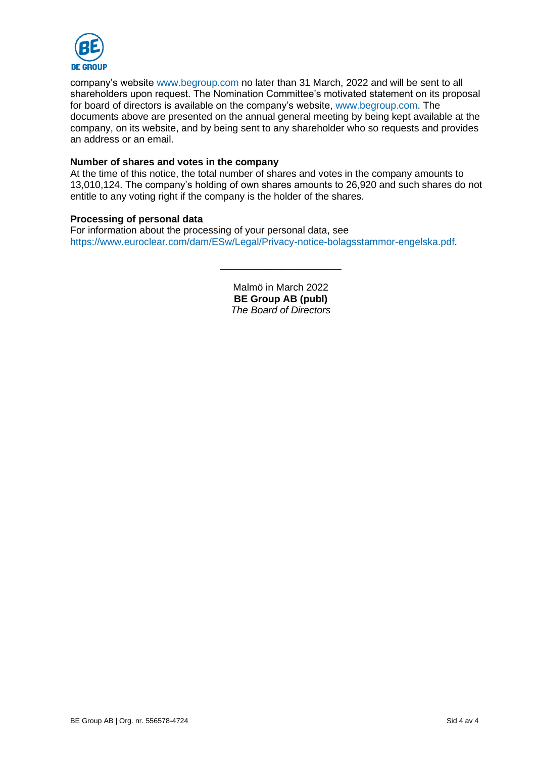company's website www.begroup.com no later than 31 March, 2022 and will be sent to all shareholders upon request. The Nomination Committee's motivated statement on its proposal for board of directors is available on the company's website, www.begroup.com. The documents above are presented on the annual general meeting by being kept available at the company, on its website, and by being sent to any shareholder who so requests and provides an address or an email.

**Number of shares and votes in the company**

At the time of this notice, the total number of shares and votes in the company amounts to 13,010,124. The company's holding of own shares amounts to 26,920 and such shares do not entitle to any voting right if the company is the holder of the shares.

**Processing of personal data**

For information about the processing of your personal data, see https://www.euroclear.com/dam/ESw/Legal/Privacy-notice-bolagsstammor-engelska.pdf.

______________________

Malmö in March 2022
**BE Group AB (publ)**
*The Board of Directors*